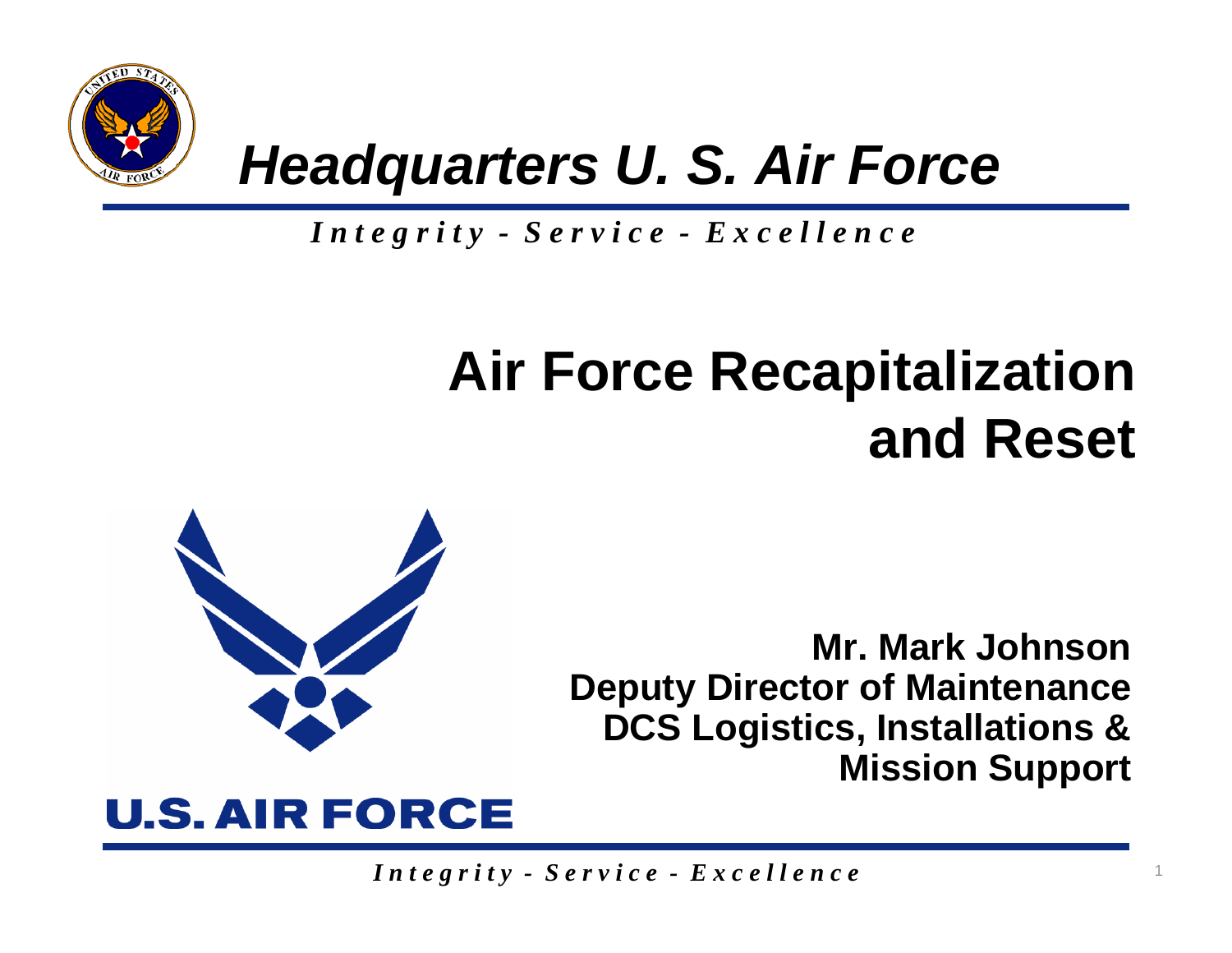# Headquarters U. S. Air Force

*Integrity - Service - Excellence*

# Air Force Recapitalization and Reset

**Mr. Mark Johnson**
**Deputy Director of Maintenance**
**DCS Logistics, Installations & Mission Support**

U.S. AIR FORCE

*Integrity - Service - Excellence*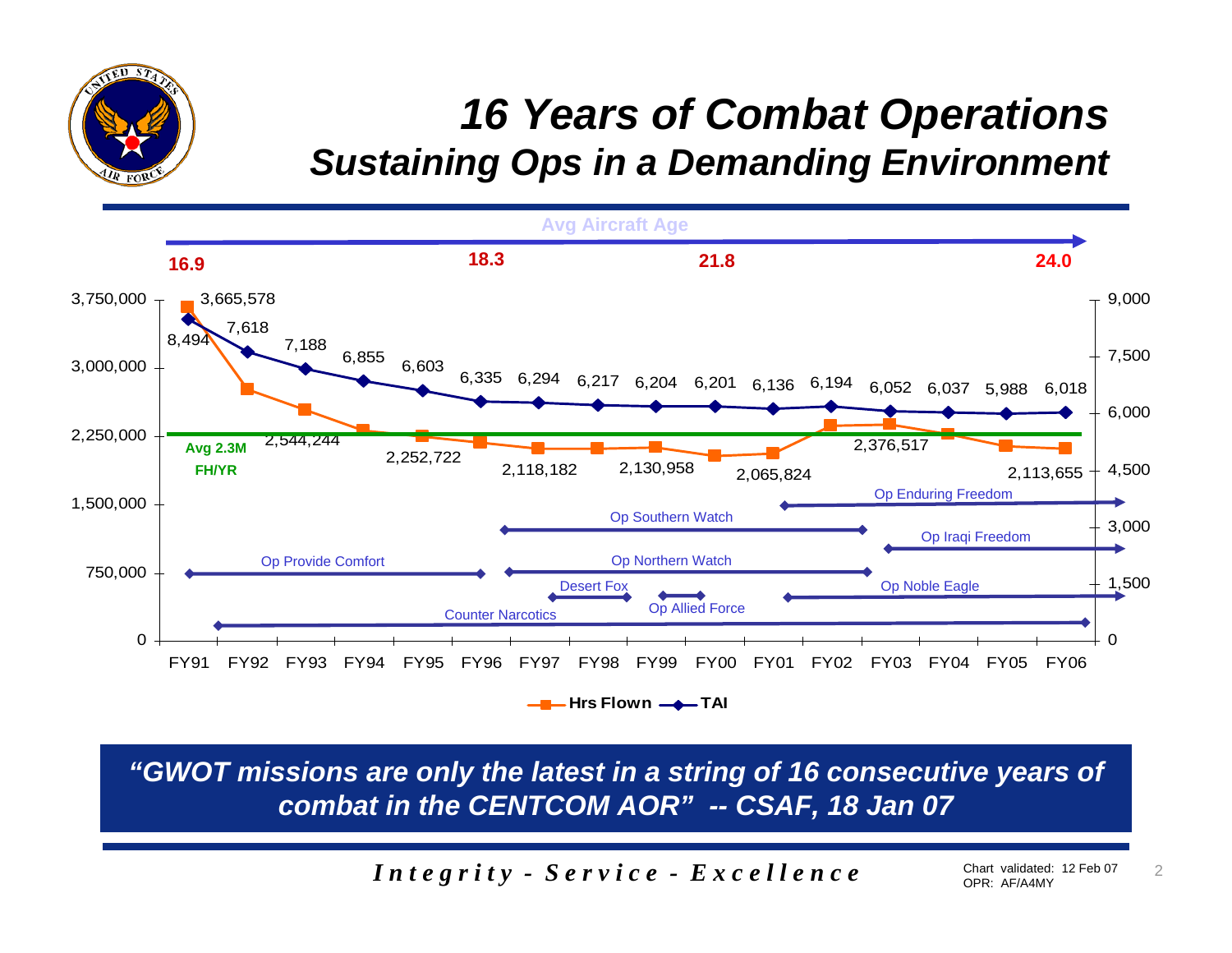# 16 Years of Combat Operations

## Sustaining Ops in a Demanding Environment

Avg Aircraft Age

| FY91 | FY96 | FY00 | FY06 |
|---|---|---|---|
| 16.9 | 18.3 | 21.8 | 24.0 |

| | FY91 | FY92 | FY93 | FY94 | FY95 | FY96 | FY97 | FY98 | FY99 | FY00 | FY01 | FY02 | FY03 | FY04 | FY05 | FY06 |
|---|---|---|---|---|---|---|---|---|---|---|---|---|---|---|---|---|
| Hrs Flown | 3,665,578 | | 2,544,244 | | 2,252,722 | | 2,118,182 | | 2,130,958 | | 2,065,824 | | 2,376,517 | | | 2,113,655 |
| TAI | 8,494 | 7,618 | 7,188 | 6,855 | 6,603 | 6,335 | 6,294 | 6,217 | 6,204 | 6,201 | 6,136 | 6,194 | 6,052 | 6,037 | 5,988 | 6,018 |

Avg 2.3M FH/YR

Operations: Op Provide Comfort, Counter Narcotics, Op Southern Watch, Op Northern Watch, Desert Fox, Op Allied Force, Op Enduring Freedom, Op Iraqi Freedom, Op Noble Eagle

***"GWOT missions are only the latest in a string of 16 consecutive years of combat in the CENTCOM AOR" -- CSAF, 18 Jan 07***

*Integrity - Service - Excellence*

Chart validated: 12 Feb 07
OPR: AF/A4MY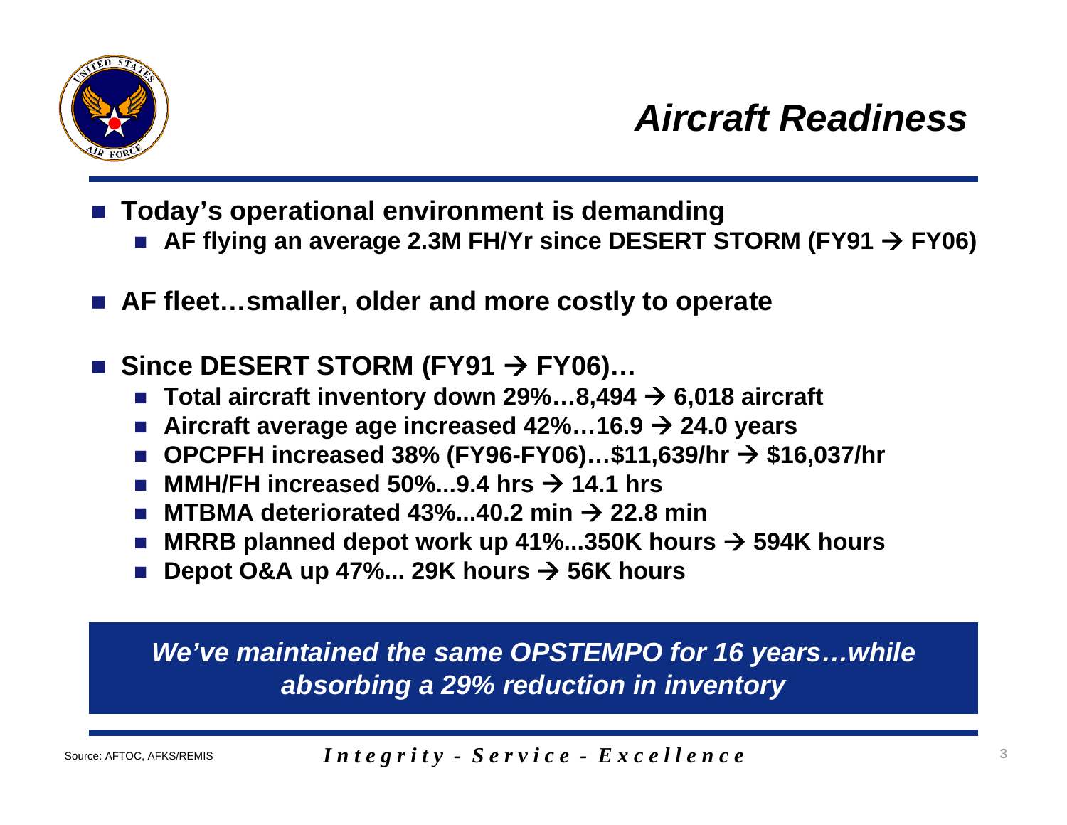# Aircraft Readiness

- **Today's operational environment is demanding**
  - **AF flying an average 2.3M FH/Yr since DESERT STORM (FY91 → FY06)**
- **AF fleet…smaller, older and more costly to operate**
- **Since DESERT STORM (FY91 → FY06)…**
  - **Total aircraft inventory down 29%…8,494 → 6,018 aircraft**
  - **Aircraft average age increased 42%…16.9 → 24.0 years**
  - **OPCPFH increased 38% (FY96-FY06)…$11,639/hr → $16,037/hr**
  - **MMH/FH increased 50%...9.4 hrs → 14.1 hrs**
  - **MTBMA deteriorated 43%...40.2 min → 22.8 min**
  - **MRRB planned depot work up 41%...350K hours → 594K hours**
  - **Depot O&A up 47%... 29K hours → 56K hours**

***We've maintained the same OPSTEMPO for 16 years…while absorbing a 29% reduction in inventory***

Source: AFTOC, AFKS/REMIS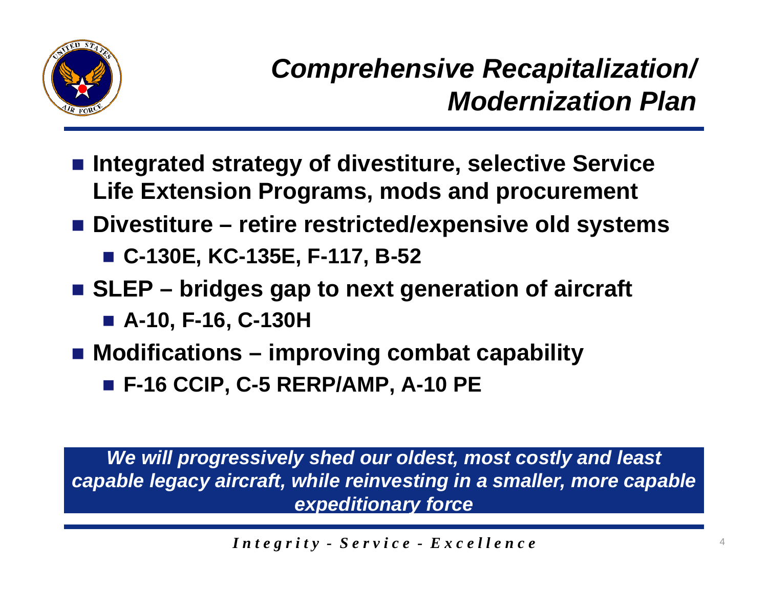# *Comprehensive Recapitalization/ Modernization Plan*

- **Integrated strategy of divestiture, selective Service Life Extension Programs, mods and procurement**
- **Divestiture – retire restricted/expensive old systems**
  - **C-130E, KC-135E, F-117, B-52**
- **SLEP – bridges gap to next generation of aircraft**
  - **A-10, F-16, C-130H**
- **Modifications – improving combat capability**
  - **F-16 CCIP, C-5 RERP/AMP, A-10 PE**

***We will progressively shed our oldest, most costly and least capable legacy aircraft, while reinvesting in a smaller, more capable expeditionary force***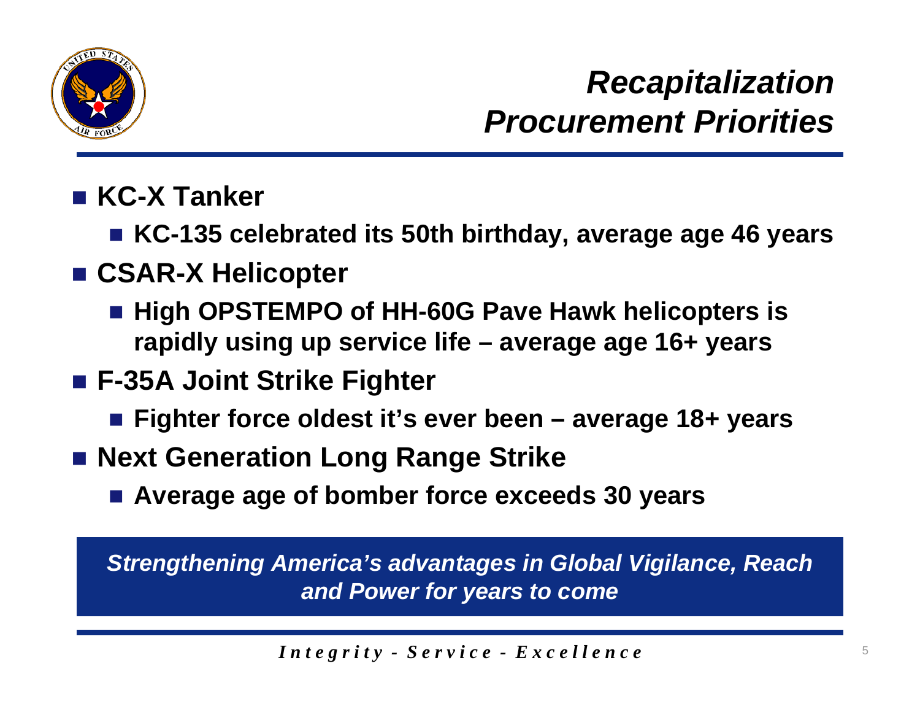# *Recapitalization Procurement Priorities*

- **KC-X Tanker**
  - **KC-135 celebrated its 50th birthday, average age 46 years**
- **CSAR-X Helicopter**
  - **High OPSTEMPO of HH-60G Pave Hawk helicopters is rapidly using up service life – average age 16+ years**
- **F-35A Joint Strike Fighter**
  - **Fighter force oldest it's ever been – average 18+ years**
- **Next Generation Long Range Strike**
  - **Average age of bomber force exceeds 30 years**

***Strengthening America's advantages in Global Vigilance, Reach and Power for years to come***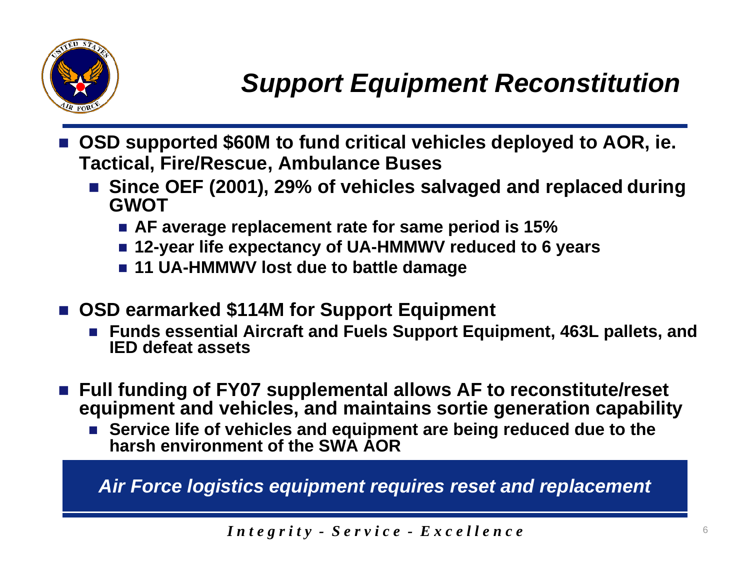# Support Equipment Reconstitution

- **OSD supported $60M to fund critical vehicles deployed to AOR, ie. Tactical, Fire/Rescue, Ambulance Buses**
  - **Since OEF (2001), 29% of vehicles salvaged and replaced during GWOT**
    - **AF average replacement rate for same period is 15%**
    - **12-year life expectancy of UA-HMMWV reduced to 6 years**
    - **11 UA-HMMWV lost due to battle damage**
- **OSD earmarked $114M for Support Equipment**
  - **Funds essential Aircraft and Fuels Support Equipment, 463L pallets, and IED defeat assets**
- **Full funding of FY07 supplemental allows AF to reconstitute/reset equipment and vehicles, and maintains sortie generation capability**
  - **Service life of vehicles and equipment are being reduced due to the harsh environment of the SWA AOR**

***Air Force logistics equipment requires reset and replacement***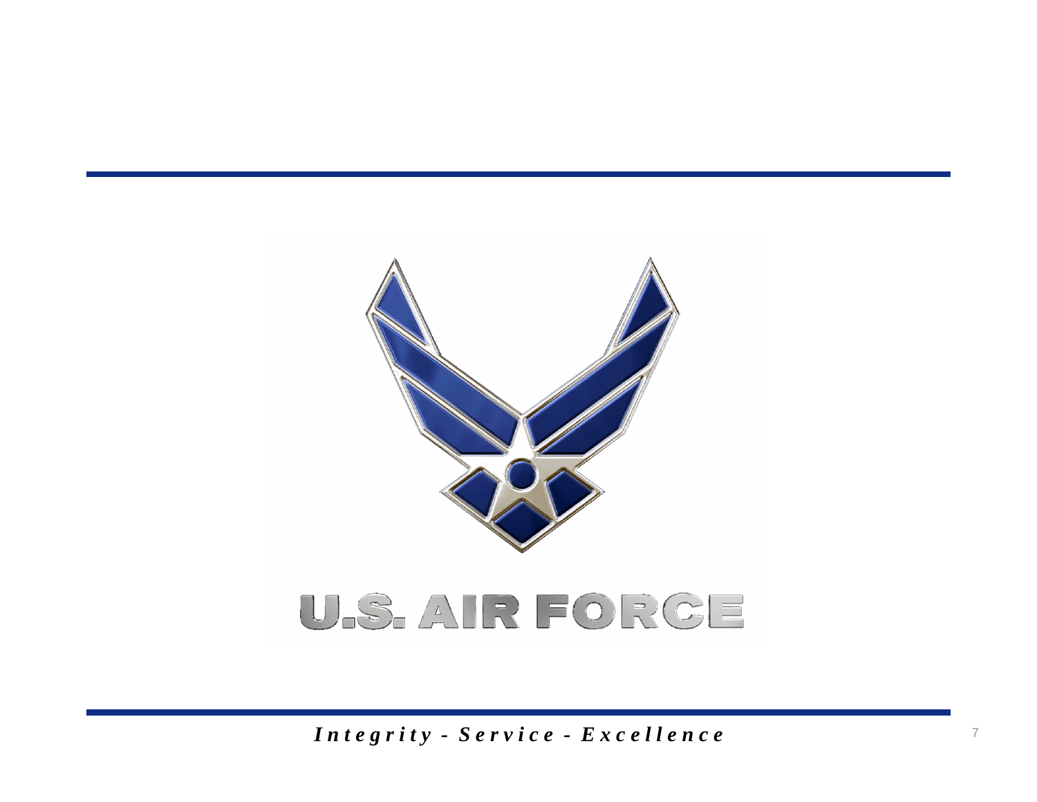U.S. AIR FORCE